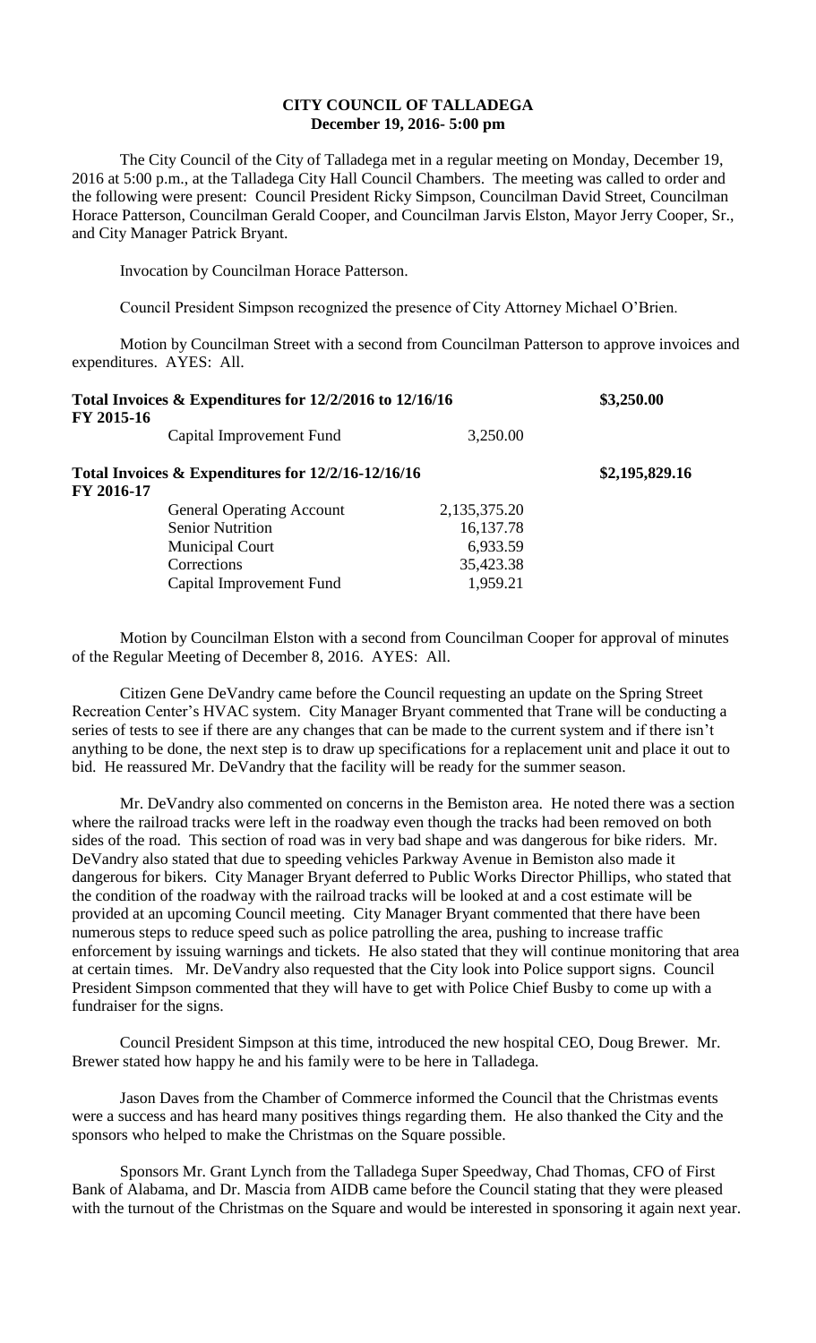# CITY COUNCIL OF TALLADEGA
## December 19, 2016- 5:00 pm

The City Council of the City of Talladega met in a regular meeting on Monday, December 19, 2016 at 5:00 p.m., at the Talladega City Hall Council Chambers. The meeting was called to order and the following were present: Council President Ricky Simpson, Councilman David Street, Councilman Horace Patterson, Councilman Gerald Cooper, and Councilman Jarvis Elston, Mayor Jerry Cooper, Sr., and City Manager Patrick Bryant.

Invocation by Councilman Horace Patterson.

Council President Simpson recognized the presence of City Attorney Michael O'Brien.

Motion by Councilman Street with a second from Councilman Patterson to approve invoices and expenditures. AYES: All.

| | | |
|---|---|---|
| **Total Invoices & Expenditures for 12/2/2016 to 12/16/16** | | **$3,250.00** |
| **FY 2015-16** | | |
| Capital Improvement Fund | 3,250.00 | |
| **Total Invoices & Expenditures for 12/2/16-12/16/16** | | **$2,195,829.16** |
| **FY 2016-17** | | |
| General Operating Account | 2,135,375.20 | |
| Senior Nutrition | 16,137.78 | |
| Municipal Court | 6,933.59 | |
| Corrections | 35,423.38 | |
| Capital Improvement Fund | 1,959.21 | |

Motion by Councilman Elston with a second from Councilman Cooper for approval of minutes of the Regular Meeting of December 8, 2016. AYES: All.

Citizen Gene DeVandry came before the Council requesting an update on the Spring Street Recreation Center's HVAC system. City Manager Bryant commented that Trane will be conducting a series of tests to see if there are any changes that can be made to the current system and if there isn't anything to be done, the next step is to draw up specifications for a replacement unit and place it out to bid. He reassured Mr. DeVandry that the facility will be ready for the summer season.

Mr. DeVandry also commented on concerns in the Bemiston area. He noted there was a section where the railroad tracks were left in the roadway even though the tracks had been removed on both sides of the road. This section of road was in very bad shape and was dangerous for bike riders. Mr. DeVandry also stated that due to speeding vehicles Parkway Avenue in Bemiston also made it dangerous for bikers. City Manager Bryant deferred to Public Works Director Phillips, who stated that the condition of the roadway with the railroad tracks will be looked at and a cost estimate will be provided at an upcoming Council meeting. City Manager Bryant commented that there have been numerous steps to reduce speed such as police patrolling the area, pushing to increase traffic enforcement by issuing warnings and tickets. He also stated that they will continue monitoring that area at certain times. Mr. DeVandry also requested that the City look into Police support signs. Council President Simpson commented that they will have to get with Police Chief Busby to come up with a fundraiser for the signs.

Council President Simpson at this time, introduced the new hospital CEO, Doug Brewer. Mr. Brewer stated how happy he and his family were to be here in Talladega.

Jason Daves from the Chamber of Commerce informed the Council that the Christmas events were a success and has heard many positives things regarding them. He also thanked the City and the sponsors who helped to make the Christmas on the Square possible.

Sponsors Mr. Grant Lynch from the Talladega Super Speedway, Chad Thomas, CFO of First Bank of Alabama, and Dr. Mascia from AIDB came before the Council stating that they were pleased with the turnout of the Christmas on the Square and would be interested in sponsoring it again next year.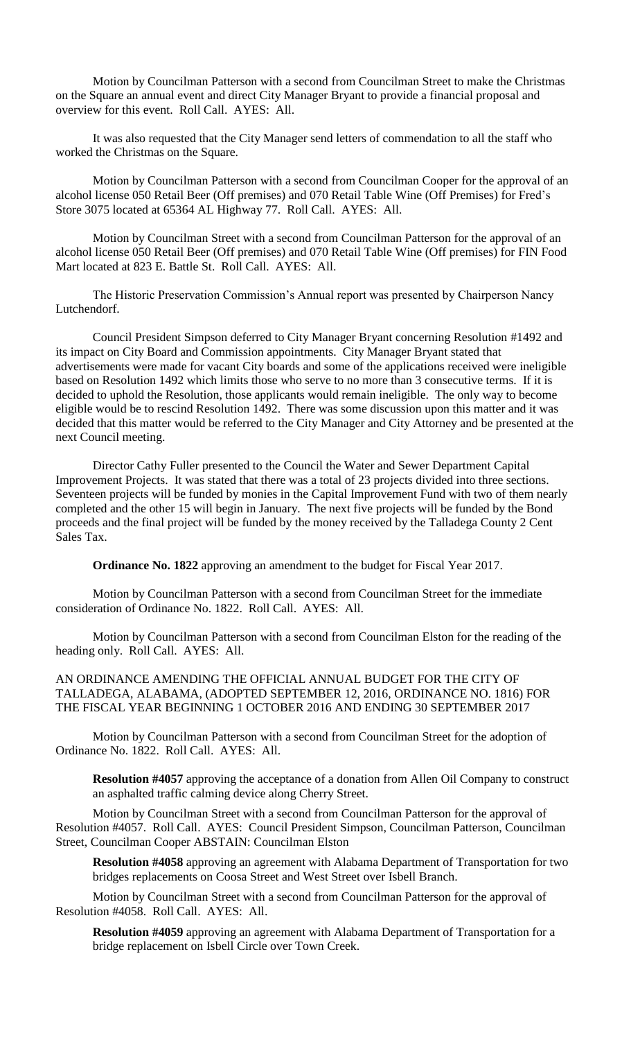Motion by Councilman Patterson with a second from Councilman Street to make the Christmas on the Square an annual event and direct City Manager Bryant to provide a financial proposal and overview for this event. Roll Call. AYES: All.

It was also requested that the City Manager send letters of commendation to all the staff who worked the Christmas on the Square.

Motion by Councilman Patterson with a second from Councilman Cooper for the approval of an alcohol license 050 Retail Beer (Off premises) and 070 Retail Table Wine (Off Premises) for Fred's Store 3075 located at 65364 AL Highway 77. Roll Call. AYES: All.

Motion by Councilman Street with a second from Councilman Patterson for the approval of an alcohol license 050 Retail Beer (Off premises) and 070 Retail Table Wine (Off premises) for FIN Food Mart located at 823 E. Battle St. Roll Call. AYES: All.

The Historic Preservation Commission's Annual report was presented by Chairperson Nancy Lutchendorf.

Council President Simpson deferred to City Manager Bryant concerning Resolution #1492 and its impact on City Board and Commission appointments. City Manager Bryant stated that advertisements were made for vacant City boards and some of the applications received were ineligible based on Resolution 1492 which limits those who serve to no more than 3 consecutive terms. If it is decided to uphold the Resolution, those applicants would remain ineligible. The only way to become eligible would be to rescind Resolution 1492. There was some discussion upon this matter and it was decided that this matter would be referred to the City Manager and City Attorney and be presented at the next Council meeting.

Director Cathy Fuller presented to the Council the Water and Sewer Department Capital Improvement Projects. It was stated that there was a total of 23 projects divided into three sections. Seventeen projects will be funded by monies in the Capital Improvement Fund with two of them nearly completed and the other 15 will begin in January. The next five projects will be funded by the Bond proceeds and the final project will be funded by the money received by the Talladega County 2 Cent Sales Tax.

**Ordinance No. 1822** approving an amendment to the budget for Fiscal Year 2017.

Motion by Councilman Patterson with a second from Councilman Street for the immediate consideration of Ordinance No. 1822. Roll Call. AYES: All.

Motion by Councilman Patterson with a second from Councilman Elston for the reading of the heading only. Roll Call. AYES: All.

AN ORDINANCE AMENDING THE OFFICIAL ANNUAL BUDGET FOR THE CITY OF TALLADEGA, ALABAMA, (ADOPTED SEPTEMBER 12, 2016, ORDINANCE NO. 1816) FOR THE FISCAL YEAR BEGINNING 1 OCTOBER 2016 AND ENDING 30 SEPTEMBER 2017

Motion by Councilman Patterson with a second from Councilman Street for the adoption of Ordinance No. 1822. Roll Call. AYES: All.

**Resolution #4057** approving the acceptance of a donation from Allen Oil Company to construct an asphalted traffic calming device along Cherry Street.

Motion by Councilman Street with a second from Councilman Patterson for the approval of Resolution #4057. Roll Call. AYES: Council President Simpson, Councilman Patterson, Councilman Street, Councilman Cooper ABSTAIN: Councilman Elston

**Resolution #4058** approving an agreement with Alabama Department of Transportation for two bridges replacements on Coosa Street and West Street over Isbell Branch.

Motion by Councilman Street with a second from Councilman Patterson for the approval of Resolution #4058. Roll Call. AYES: All.

**Resolution #4059** approving an agreement with Alabama Department of Transportation for a bridge replacement on Isbell Circle over Town Creek.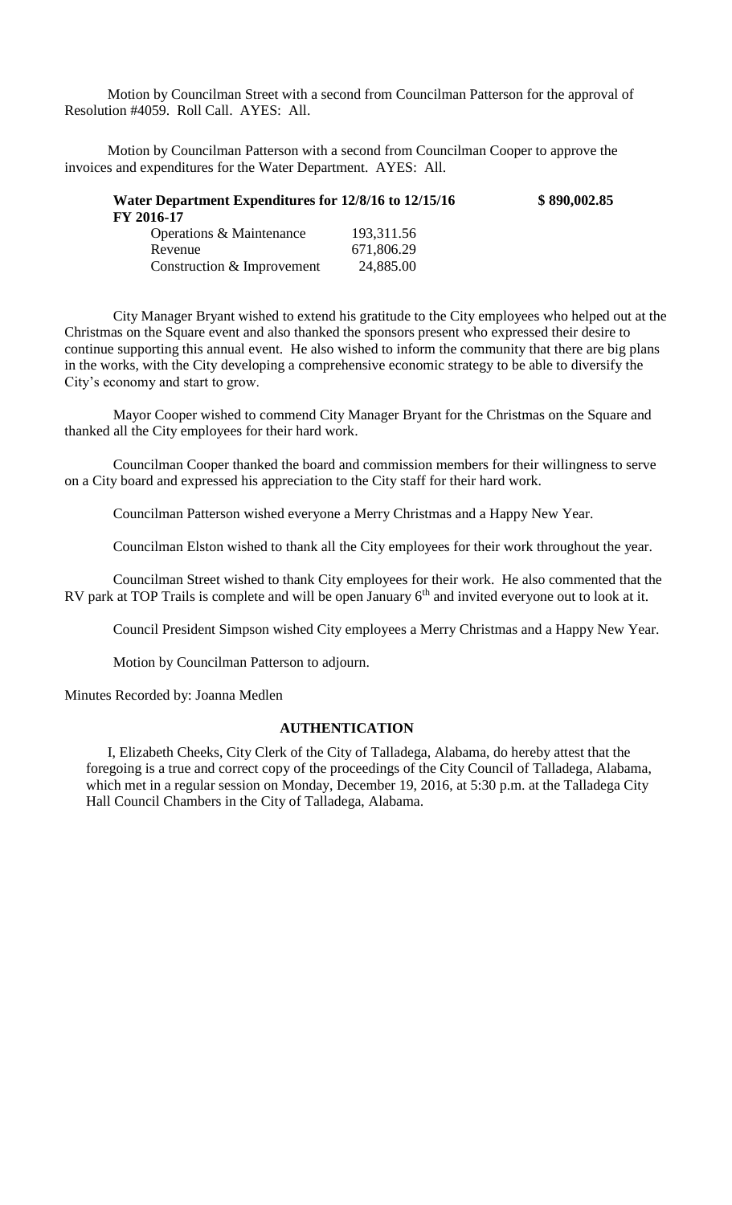Motion by Councilman Street with a second from Councilman Patterson for the approval of Resolution #4059. Roll Call. AYES: All.

Motion by Councilman Patterson with a second from Councilman Cooper to approve the invoices and expenditures for the Water Department. AYES: All.

| | | |
|---|---|---|
| **Water Department Expenditures for 12/8/16 to 12/15/16** | | **$ 890,002.85** |
| **FY 2016-17** | | |
| Operations & Maintenance | 193,311.56 | |
| Revenue | 671,806.29 | |
| Construction & Improvement | 24,885.00 | |

City Manager Bryant wished to extend his gratitude to the City employees who helped out at the Christmas on the Square event and also thanked the sponsors present who expressed their desire to continue supporting this annual event. He also wished to inform the community that there are big plans in the works, with the City developing a comprehensive economic strategy to be able to diversify the City's economy and start to grow.

Mayor Cooper wished to commend City Manager Bryant for the Christmas on the Square and thanked all the City employees for their hard work.

Councilman Cooper thanked the board and commission members for their willingness to serve on a City board and expressed his appreciation to the City staff for their hard work.

Councilman Patterson wished everyone a Merry Christmas and a Happy New Year.

Councilman Elston wished to thank all the City employees for their work throughout the year.

Councilman Street wished to thank City employees for their work. He also commented that the RV park at TOP Trails is complete and will be open January 6th and invited everyone out to look at it.

Council President Simpson wished City employees a Merry Christmas and a Happy New Year.

Motion by Councilman Patterson to adjourn.

Minutes Recorded by: Joanna Medlen

## AUTHENTICATION

I, Elizabeth Cheeks, City Clerk of the City of Talladega, Alabama, do hereby attest that the foregoing is a true and correct copy of the proceedings of the City Council of Talladega, Alabama, which met in a regular session on Monday, December 19, 2016, at 5:30 p.m. at the Talladega City Hall Council Chambers in the City of Talladega, Alabama.